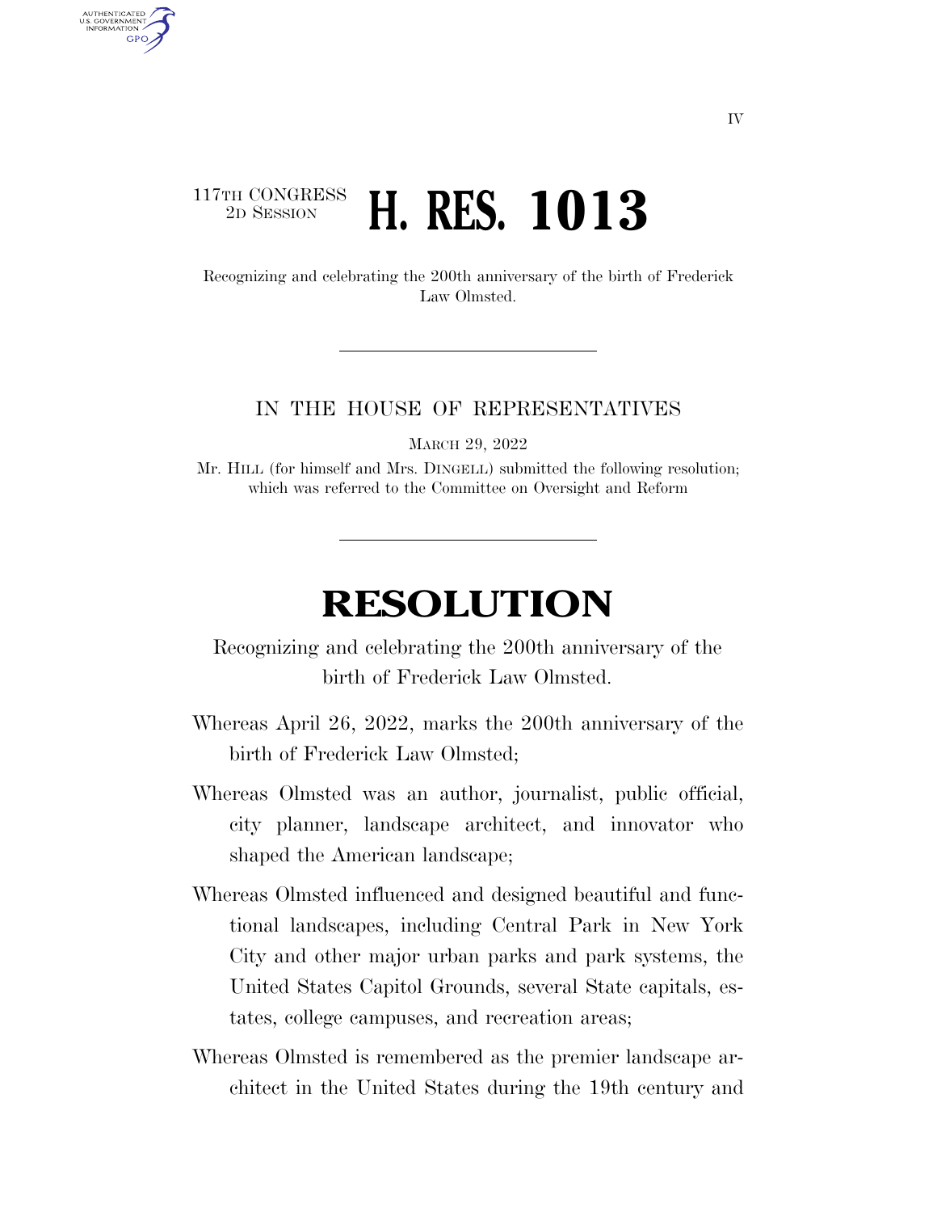IV

117TH CONGRESS
2D SESSION

# H. RES. 1013

Recognizing and celebrating the 200th anniversary of the birth of Frederick Law Olmsted.

---

IN THE HOUSE OF REPRESENTATIVES

MARCH 29, 2022

Mr. HILL (for himself and Mrs. DINGELL) submitted the following resolution; which was referred to the Committee on Oversight and Reform

---

# RESOLUTION

Recognizing and celebrating the 200th anniversary of the birth of Frederick Law Olmsted.

Whereas April 26, 2022, marks the 200th anniversary of the birth of Frederick Law Olmsted;

Whereas Olmsted was an author, journalist, public official, city planner, landscape architect, and innovator who shaped the American landscape;

Whereas Olmsted influenced and designed beautiful and functional landscapes, including Central Park in New York City and other major urban parks and park systems, the United States Capitol Grounds, several State capitals, estates, college campuses, and recreation areas;

Whereas Olmsted is remembered as the premier landscape architect in the United States during the 19th century and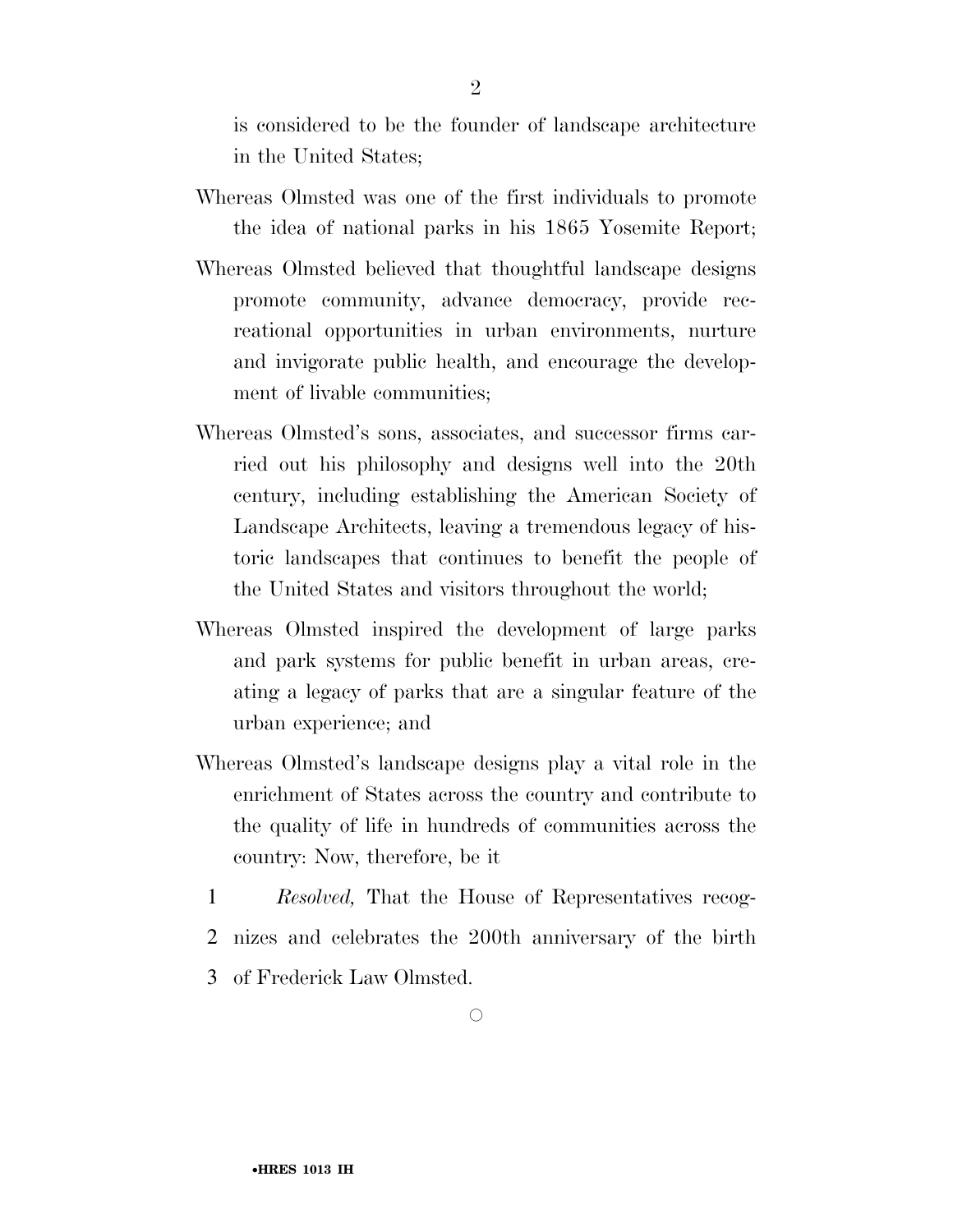is considered to be the founder of landscape architecture in the United States;

Whereas Olmsted was one of the first individuals to promote the idea of national parks in his 1865 Yosemite Report;

Whereas Olmsted believed that thoughtful landscape designs promote community, advance democracy, provide recreational opportunities in urban environments, nurture and invigorate public health, and encourage the development of livable communities;

Whereas Olmsted's sons, associates, and successor firms carried out his philosophy and designs well into the 20th century, including establishing the American Society of Landscape Architects, leaving a tremendous legacy of historic landscapes that continues to benefit the people of the United States and visitors throughout the world;

Whereas Olmsted inspired the development of large parks and park systems for public benefit in urban areas, creating a legacy of parks that are a singular feature of the urban experience; and

Whereas Olmsted's landscape designs play a vital role in the enrichment of States across the country and contribute to the quality of life in hundreds of communities across the country: Now, therefore, be it

1 *Resolved,* That the House of Representatives recog-
2 nizes and celebrates the 200th anniversary of the birth
3 of Frederick Law Olmsted.

○